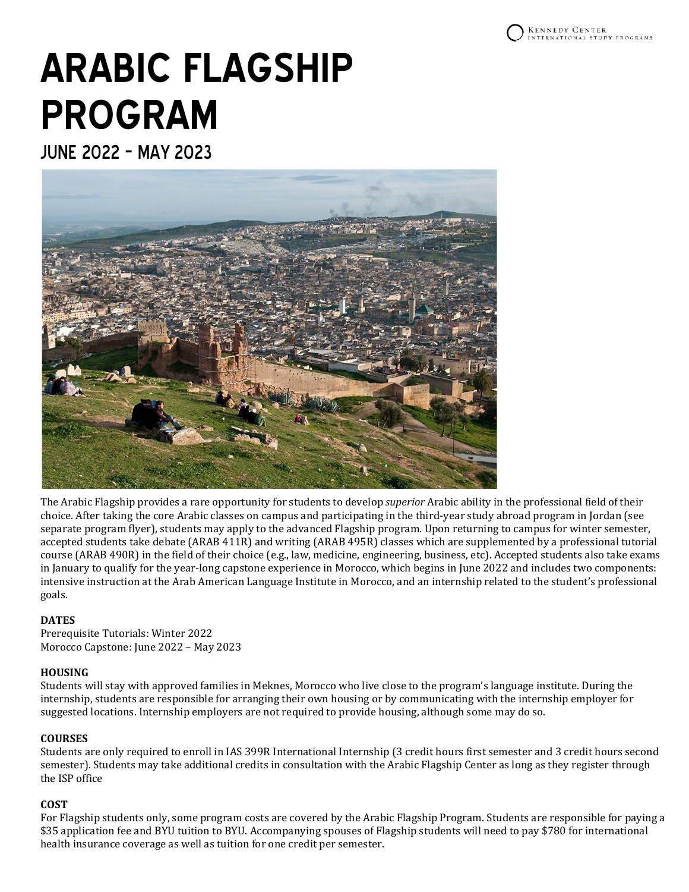# ARABIC FLAGSHIP PROGRAM

## JUNE 2022 – MAY 2023

The Arabic Flagship provides a rare opportunity for students to develop *superior* Arabic ability in the professional field of their choice. After taking the core Arabic classes on campus and participating in the third-year study abroad program in Jordan (see separate program flyer), students may apply to the advanced Flagship program. Upon returning to campus for winter semester, accepted students take debate (ARAB 411R) and writing (ARAB 495R) classes which are supplemented by a professional tutorial course (ARAB 490R) in the field of their choice (e.g., law, medicine, engineering, business, etc). Accepted students also take exams in January to qualify for the year-long capstone experience in Morocco, which begins in June 2022 and includes two components: intensive instruction at the Arab American Language Institute in Morocco, and an internship related to the student's professional goals.

**DATES**

Prerequisite Tutorials: Winter 2022
Morocco Capstone: June 2022 – May 2023

**HOUSING**

Students will stay with approved families in Meknes, Morocco who live close to the program's language institute. During the internship, students are responsible for arranging their own housing or by communicating with the internship employer for suggested locations. Internship employers are not required to provide housing, although some may do so.

**COURSES**

Students are only required to enroll in IAS 399R International Internship (3 credit hours first semester and 3 credit hours second semester). Students may take additional credits in consultation with the Arabic Flagship Center as long as they register through the ISP office

**COST**

For Flagship students only, some program costs are covered by the Arabic Flagship Program. Students are responsible for paying a $35 application fee and BYU tuition to BYU. Accompanying spouses of Flagship students will need to pay $780 for international health insurance coverage as well as tuition for one credit per semester.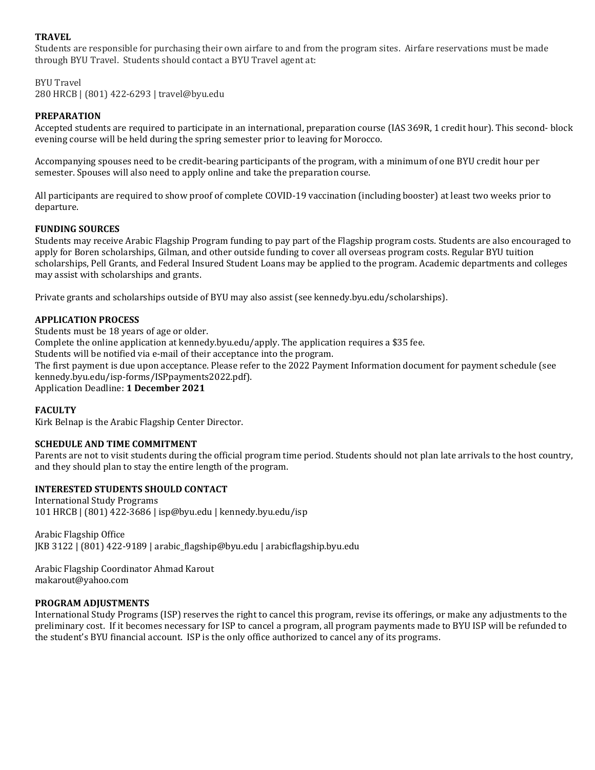## TRAVEL

Students are responsible for purchasing their own airfare to and from the program sites. Airfare reservations must be made through BYU Travel. Students should contact a BYU Travel agent at:

BYU Travel
280 HRCB | (801) 422-6293 | travel@byu.edu

## PREPARATION

Accepted students are required to participate in an international, preparation course (IAS 369R, 1 credit hour). This second- block evening course will be held during the spring semester prior to leaving for Morocco.

Accompanying spouses need to be credit-bearing participants of the program, with a minimum of one BYU credit hour per semester. Spouses will also need to apply online and take the preparation course.

All participants are required to show proof of complete COVID-19 vaccination (including booster) at least two weeks prior to departure.

## FUNDING SOURCES

Students may receive Arabic Flagship Program funding to pay part of the Flagship program costs. Students are also encouraged to apply for Boren scholarships, Gilman, and other outside funding to cover all overseas program costs. Regular BYU tuition scholarships, Pell Grants, and Federal Insured Student Loans may be applied to the program. Academic departments and colleges may assist with scholarships and grants.

Private grants and scholarships outside of BYU may also assist (see kennedy.byu.edu/scholarships).

## APPLICATION PROCESS

Students must be 18 years of age or older.
Complete the online application at kennedy.byu.edu/apply. The application requires a $35 fee.
Students will be notified via e-mail of their acceptance into the program.
The first payment is due upon acceptance. Please refer to the 2022 Payment Information document for payment schedule (see kennedy.byu.edu/isp-forms/ISPpayments2022.pdf).
Application Deadline: **1 December 2021**

## FACULTY

Kirk Belnap is the Arabic Flagship Center Director.

## SCHEDULE AND TIME COMMITMENT

Parents are not to visit students during the official program time period. Students should not plan late arrivals to the host country, and they should plan to stay the entire length of the program.

## INTERESTED STUDENTS SHOULD CONTACT

International Study Programs
101 HRCB | (801) 422-3686 | isp@byu.edu | kennedy.byu.edu/isp

Arabic Flagship Office
JKB 3122 | (801) 422-9189 | arabic_flagship@byu.edu | arabicflagship.byu.edu

Arabic Flagship Coordinator Ahmad Karout
makarout@yahoo.com

## PROGRAM ADJUSTMENTS

International Study Programs (ISP) reserves the right to cancel this program, revise its offerings, or make any adjustments to the preliminary cost. If it becomes necessary for ISP to cancel a program, all program payments made to BYU ISP will be refunded to the student's BYU financial account. ISP is the only office authorized to cancel any of its programs.